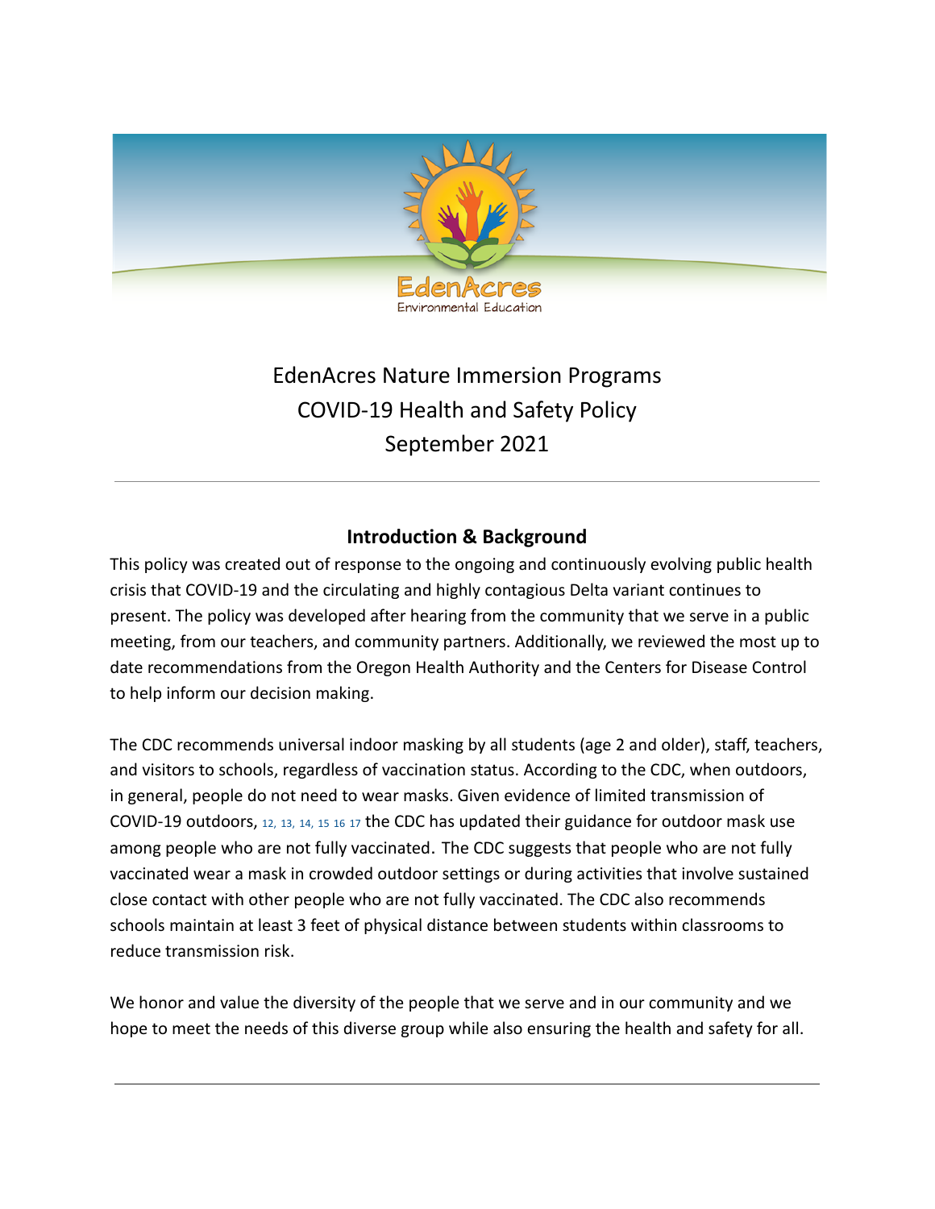EdenAcres Nature Immersion Programs
COVID-19 Health and Safety Policy
September 2021

---

## Introduction & Background

This policy was created out of response to the ongoing and continuously evolving public health crisis that COVID-19 and the circulating and highly contagious Delta variant continues to present. The policy was developed after hearing from the community that we serve in a public meeting, from our teachers, and community partners. Additionally, we reviewed the most up to date recommendations from the Oregon Health Authority and the Centers for Disease Control to help inform our decision making.

The CDC recommends universal indoor masking by all students (age 2 and older), staff, teachers, and visitors to schools, regardless of vaccination status. According to the CDC, when outdoors, in general, people do not need to wear masks. Given evidence of limited transmission of COVID-19 outdoors, [12, 13, 14, 15 16 17] the CDC has updated their guidance for outdoor mask use among people who are not fully vaccinated. The CDC suggests that people who are not fully vaccinated wear a mask in crowded outdoor settings or during activities that involve sustained close contact with other people who are not fully vaccinated. The CDC also recommends schools maintain at least 3 feet of physical distance between students within classrooms to reduce transmission risk.

We honor and value the diversity of the people that we serve and in our community and we hope to meet the needs of this diverse group while also ensuring the health and safety for all.

---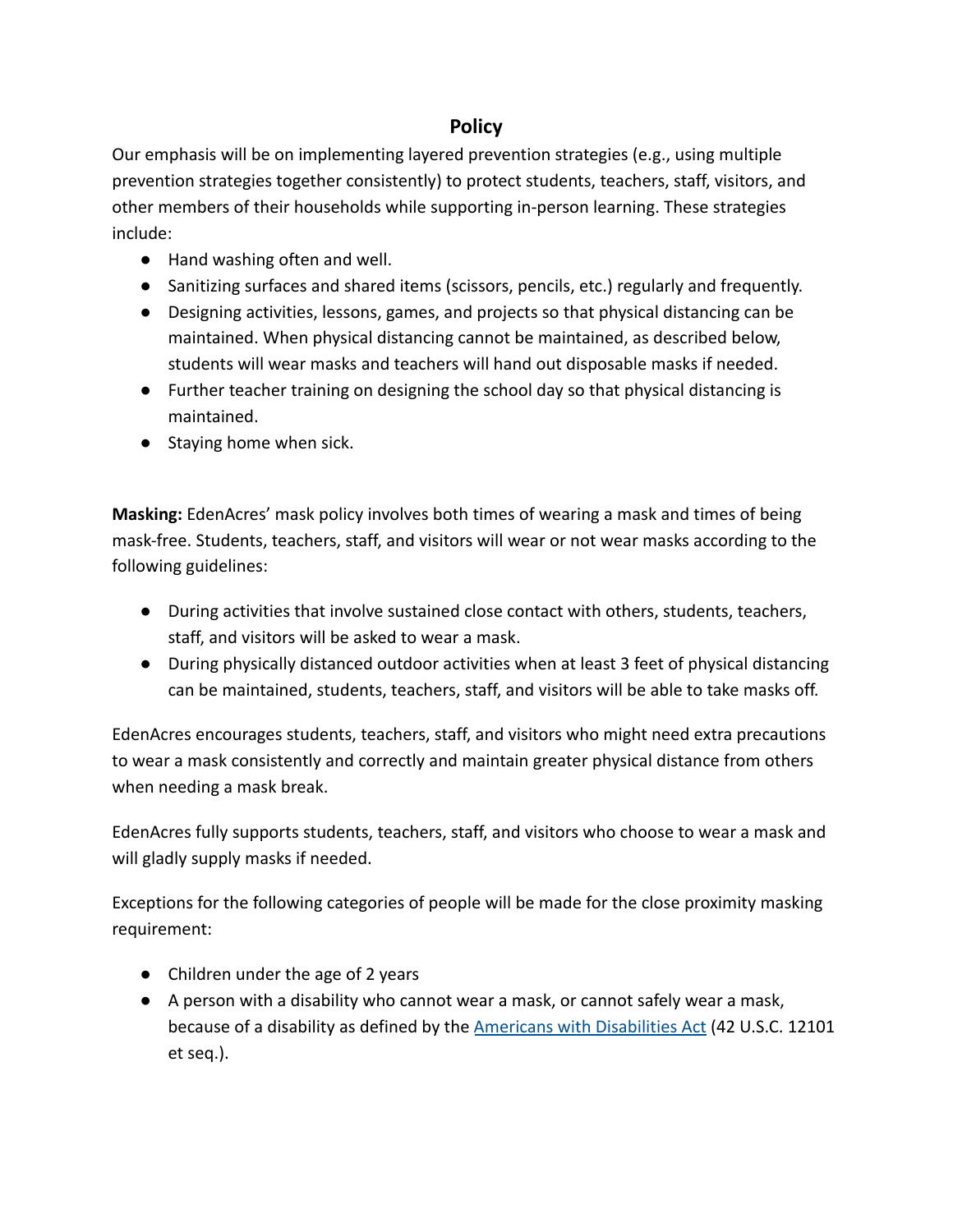## Policy

Our emphasis will be on implementing layered prevention strategies (e.g., using multiple prevention strategies together consistently) to protect students, teachers, staff, visitors, and other members of their households while supporting in-person learning. These strategies include:

- Hand washing often and well.
- Sanitizing surfaces and shared items (scissors, pencils, etc.) regularly and frequently.
- Designing activities, lessons, games, and projects so that physical distancing can be maintained. When physical distancing cannot be maintained, as described below, students will wear masks and teachers will hand out disposable masks if needed.
- Further teacher training on designing the school day so that physical distancing is maintained.
- Staying home when sick.

**Masking:** EdenAcres' mask policy involves both times of wearing a mask and times of being mask-free. Students, teachers, staff, and visitors will wear or not wear masks according to the following guidelines:

- During activities that involve sustained close contact with others, students, teachers, staff, and visitors will be asked to wear a mask.
- During physically distanced outdoor activities when at least 3 feet of physical distancing can be maintained, students, teachers, staff, and visitors will be able to take masks off.

EdenAcres encourages students, teachers, staff, and visitors who might need extra precautions to wear a mask consistently and correctly and maintain greater physical distance from others when needing a mask break.

EdenAcres fully supports students, teachers, staff, and visitors who choose to wear a mask and will gladly supply masks if needed.

Exceptions for the following categories of people will be made for the close proximity masking requirement:

- Children under the age of 2 years
- A person with a disability who cannot wear a mask, or cannot safely wear a mask, because of a disability as defined by the [Americans with Disabilities Act](#) (42 U.S.C. 12101 et seq.).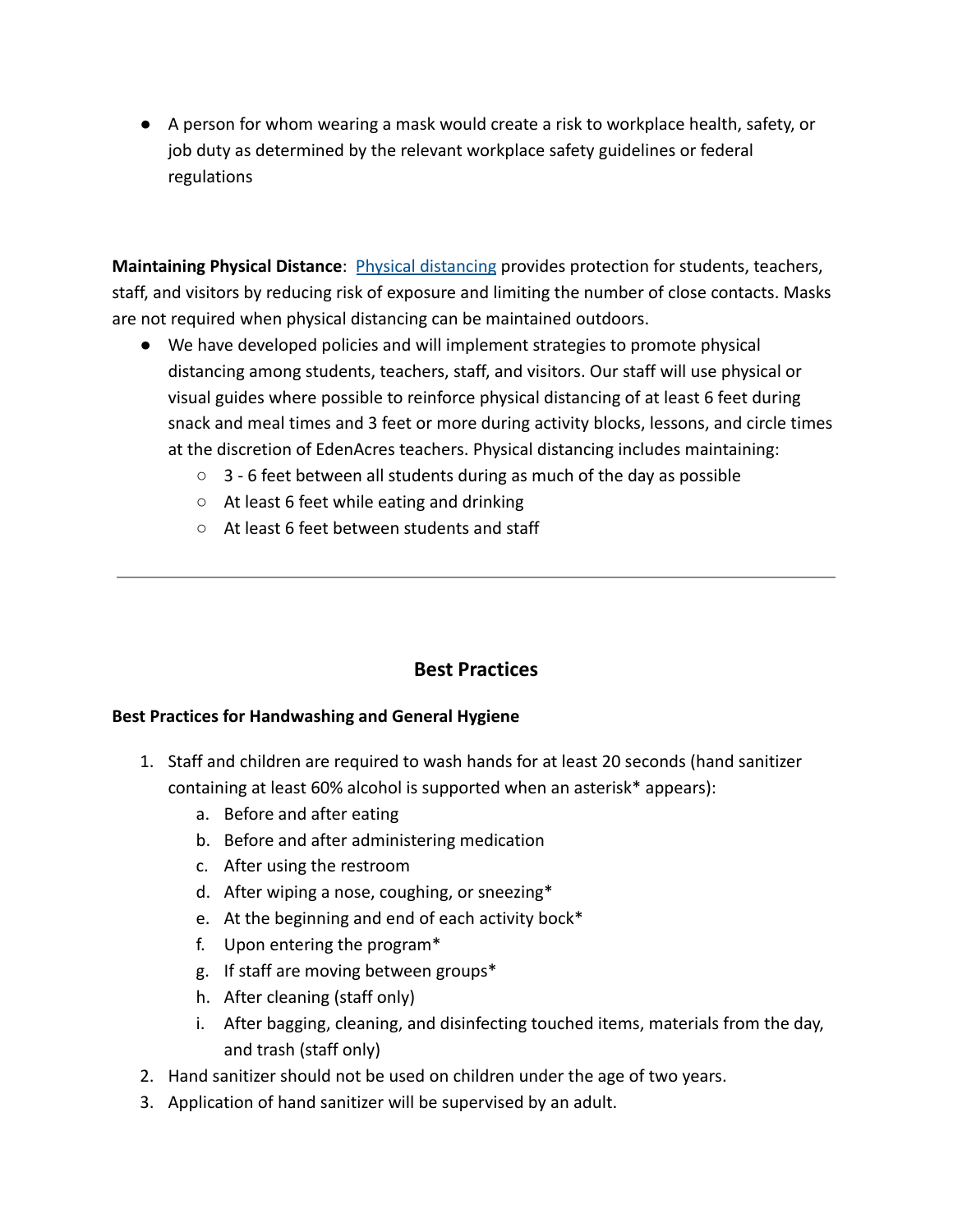- A person for whom wearing a mask would create a risk to workplace health, safety, or job duty as determined by the relevant workplace safety guidelines or federal regulations

**Maintaining Physical Distance**: Physical distancing provides protection for students, teachers, staff, and visitors by reducing risk of exposure and limiting the number of close contacts. Masks are not required when physical distancing can be maintained outdoors.

- We have developed policies and will implement strategies to promote physical distancing among students, teachers, staff, and visitors. Our staff will use physical or visual guides where possible to reinforce physical distancing of at least 6 feet during snack and meal times and 3 feet or more during activity blocks, lessons, and circle times at the discretion of EdenAcres teachers. Physical distancing includes maintaining:
    - 3 - 6 feet between all students during as much of the day as possible
    - At least 6 feet while eating and drinking
    - At least 6 feet between students and staff

---

## Best Practices

**Best Practices for Handwashing and General Hygiene**

1. Staff and children are required to wash hands for at least 20 seconds (hand sanitizer containing at least 60% alcohol is supported when an asterisk* appears):
    a. Before and after eating
    b. Before and after administering medication
    c. After using the restroom
    d. After wiping a nose, coughing, or sneezing*
    e. At the beginning and end of each activity bock*
    f. Upon entering the program*
    g. If staff are moving between groups*
    h. After cleaning (staff only)
    i. After bagging, cleaning, and disinfecting touched items, materials from the day, and trash (staff only)
2. Hand sanitizer should not be used on children under the age of two years.
3. Application of hand sanitizer will be supervised by an adult.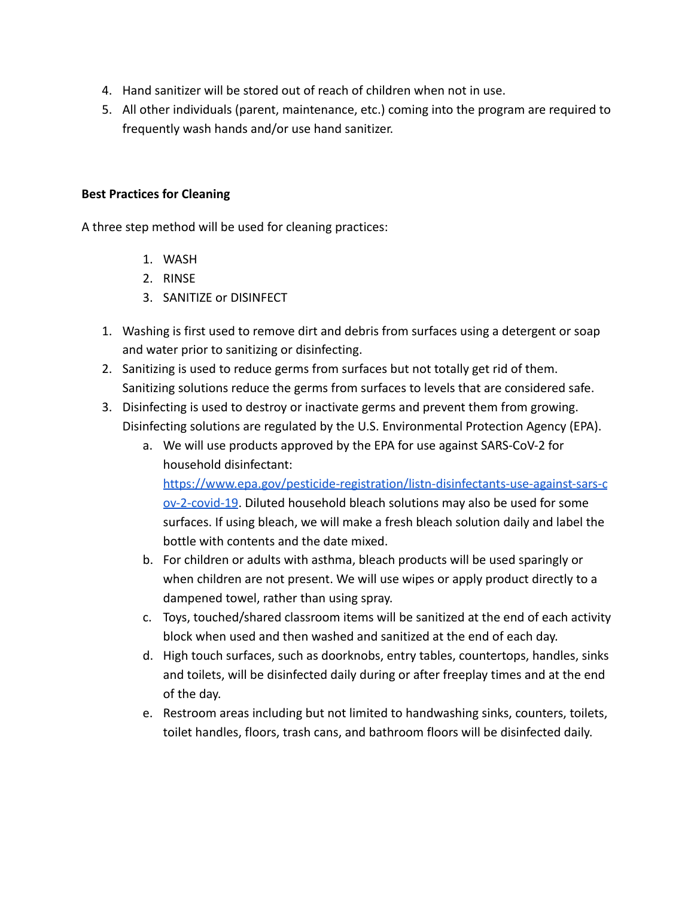4. Hand sanitizer will be stored out of reach of children when not in use.
5. All other individuals (parent, maintenance, etc.) coming into the program are required to frequently wash hands and/or use hand sanitizer.

**Best Practices for Cleaning**

A three step method will be used for cleaning practices:

1. WASH
2. RINSE
3. SANITIZE or DISINFECT

1. Washing is first used to remove dirt and debris from surfaces using a detergent or soap and water prior to sanitizing or disinfecting.
2. Sanitizing is used to reduce germs from surfaces but not totally get rid of them. Sanitizing solutions reduce the germs from surfaces to levels that are considered safe.
3. Disinfecting is used to destroy or inactivate germs and prevent them from growing. Disinfecting solutions are regulated by the U.S. Environmental Protection Agency (EPA).
   a. We will use products approved by the EPA for use against SARS-CoV-2 for household disinfectant: [https://www.epa.gov/pesticide-registration/listn-disinfectants-use-against-sars-cov-2-covid-19](https://www.epa.gov/pesticide-registration/listn-disinfectants-use-against-sars-cov-2-covid-19). Diluted household bleach solutions may also be used for some surfaces. If using bleach, we will make a fresh bleach solution daily and label the bottle with contents and the date mixed.
   b. For children or adults with asthma, bleach products will be used sparingly or when children are not present. We will use wipes or apply product directly to a dampened towel, rather than using spray.
   c. Toys, touched/shared classroom items will be sanitized at the end of each activity block when used and then washed and sanitized at the end of each day.
   d. High touch surfaces, such as doorknobs, entry tables, countertops, handles, sinks and toilets, will be disinfected daily during or after freeplay times and at the end of the day.
   e. Restroom areas including but not limited to handwashing sinks, counters, toilets, toilet handles, floors, trash cans, and bathroom floors will be disinfected daily.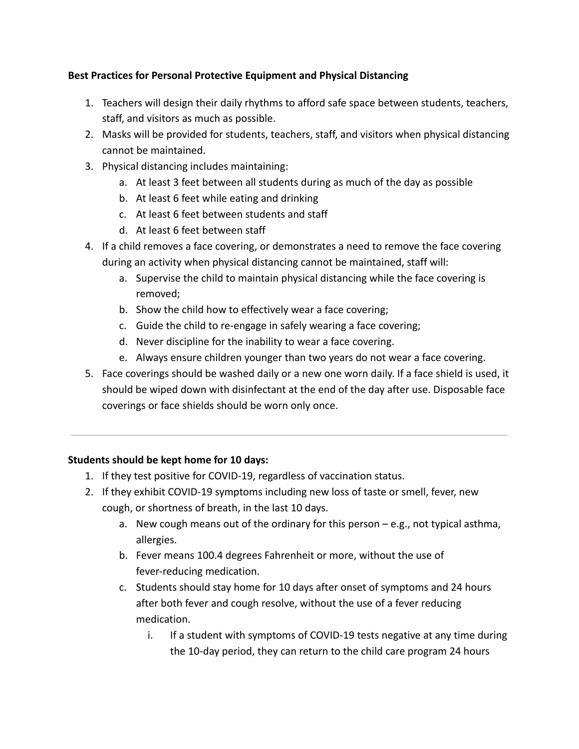**Best Practices for Personal Protective Equipment and Physical Distancing**

1. Teachers will design their daily rhythms to afford safe space between students, teachers, staff, and visitors as much as possible.
2. Masks will be provided for students, teachers, staff, and visitors when physical distancing cannot be maintained.
3. Physical distancing includes maintaining:
   a. At least 3 feet between all students during as much of the day as possible
   b. At least 6 feet while eating and drinking
   c. At least 6 feet between students and staff
   d. At least 6 feet between staff
4. If a child removes a face covering, or demonstrates a need to remove the face covering during an activity when physical distancing cannot be maintained, staff will:
   a. Supervise the child to maintain physical distancing while the face covering is removed;
   b. Show the child how to effectively wear a face covering;
   c. Guide the child to re-engage in safely wearing a face covering;
   d. Never discipline for the inability to wear a face covering.
   e. Always ensure children younger than two years do not wear a face covering.
5. Face coverings should be washed daily or a new one worn daily. If a face shield is used, it should be wiped down with disinfectant at the end of the day after use. Disposable face coverings or face shields should be worn only once.

---

**Students should be kept home for 10 days:**

1. If they test positive for COVID-19, regardless of vaccination status.
2. If they exhibit COVID-19 symptoms including new loss of taste or smell, fever, new cough, or shortness of breath, in the last 10 days.
   a. New cough means out of the ordinary for this person – e.g., not typical asthma, allergies.
   b. Fever means 100.4 degrees Fahrenheit or more, without the use of fever-reducing medication.
   c. Students should stay home for 10 days after onset of symptoms and 24 hours after both fever and cough resolve, without the use of a fever reducing medication.
      i. If a student with symptoms of COVID-19 tests negative at any time during the 10-day period, they can return to the child care program 24 hours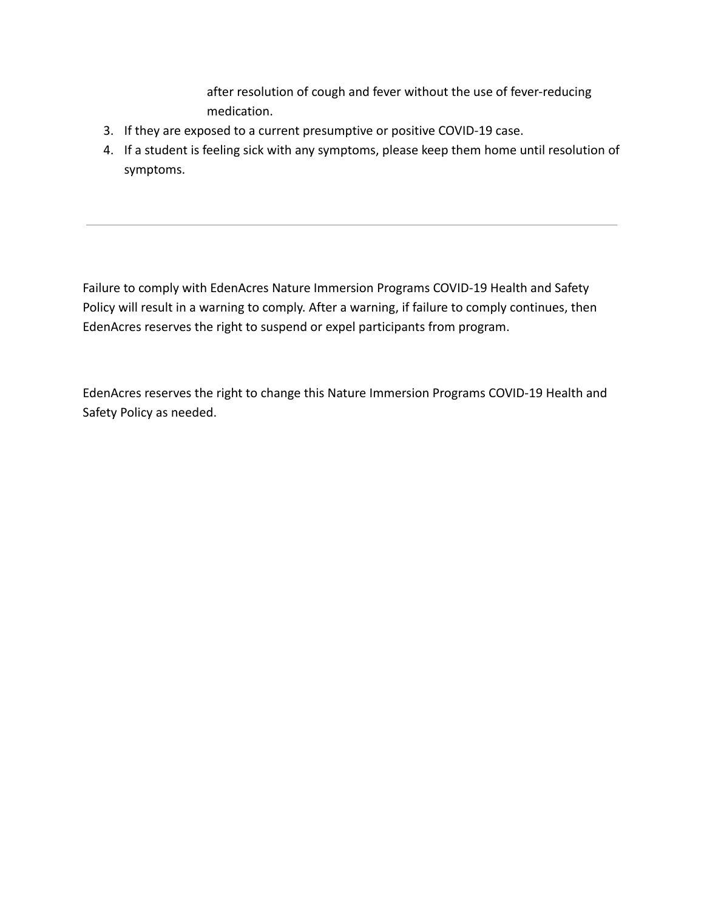after resolution of cough and fever without the use of fever-reducing medication.

3. If they are exposed to a current presumptive or positive COVID-19 case.
4. If a student is feeling sick with any symptoms, please keep them home until resolution of symptoms.

---

Failure to comply with EdenAcres Nature Immersion Programs COVID-19 Health and Safety Policy will result in a warning to comply. After a warning, if failure to comply continues, then EdenAcres reserves the right to suspend or expel participants from program.

EdenAcres reserves the right to change this Nature Immersion Programs COVID-19 Health and Safety Policy as needed.